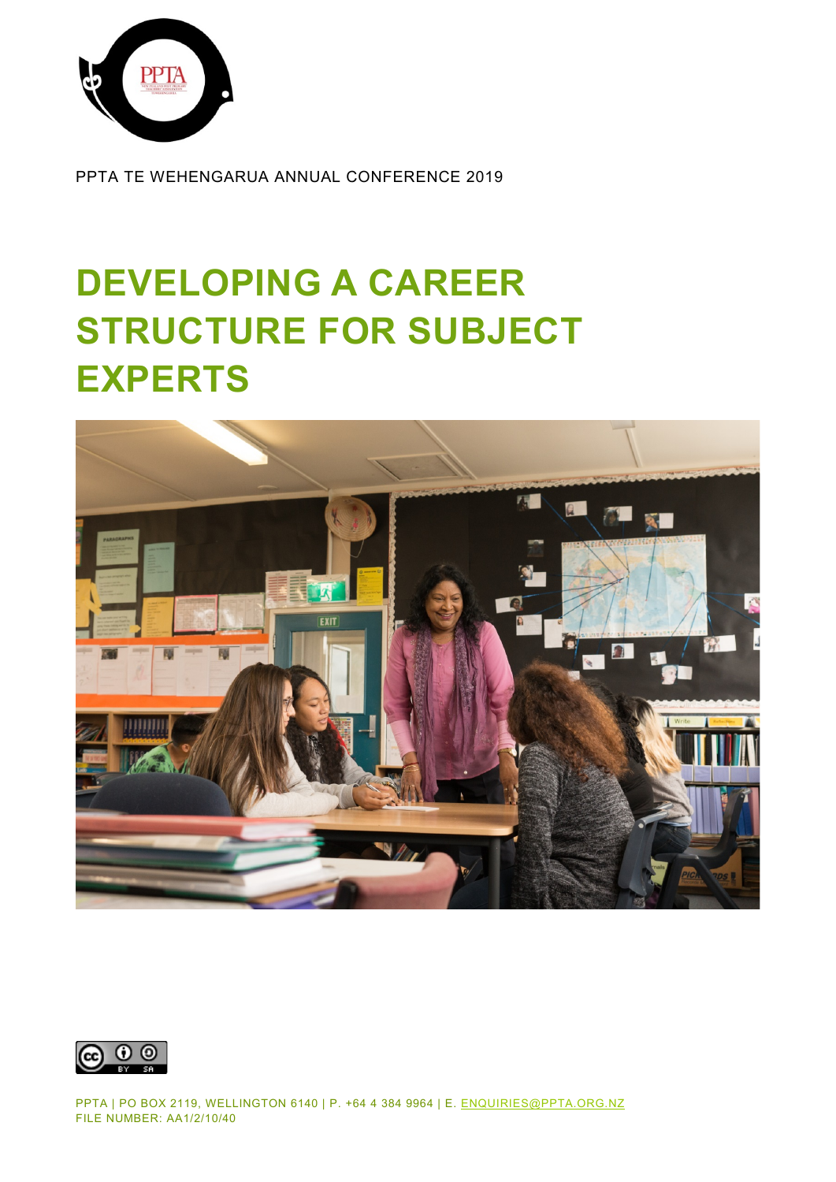PPTA TE WEHENGARUA ANNUAL CONFERENCE 2019

# DEVELOPING A CAREER STRUCTURE FOR SUBJECT EXPERTS

PPTA | PO BOX 2119, WELLINGTON 6140 | P. +64 4 384 9964 | E. ENQUIRIES@PPTA.ORG.NZ
FILE NUMBER: AA1/2/10/40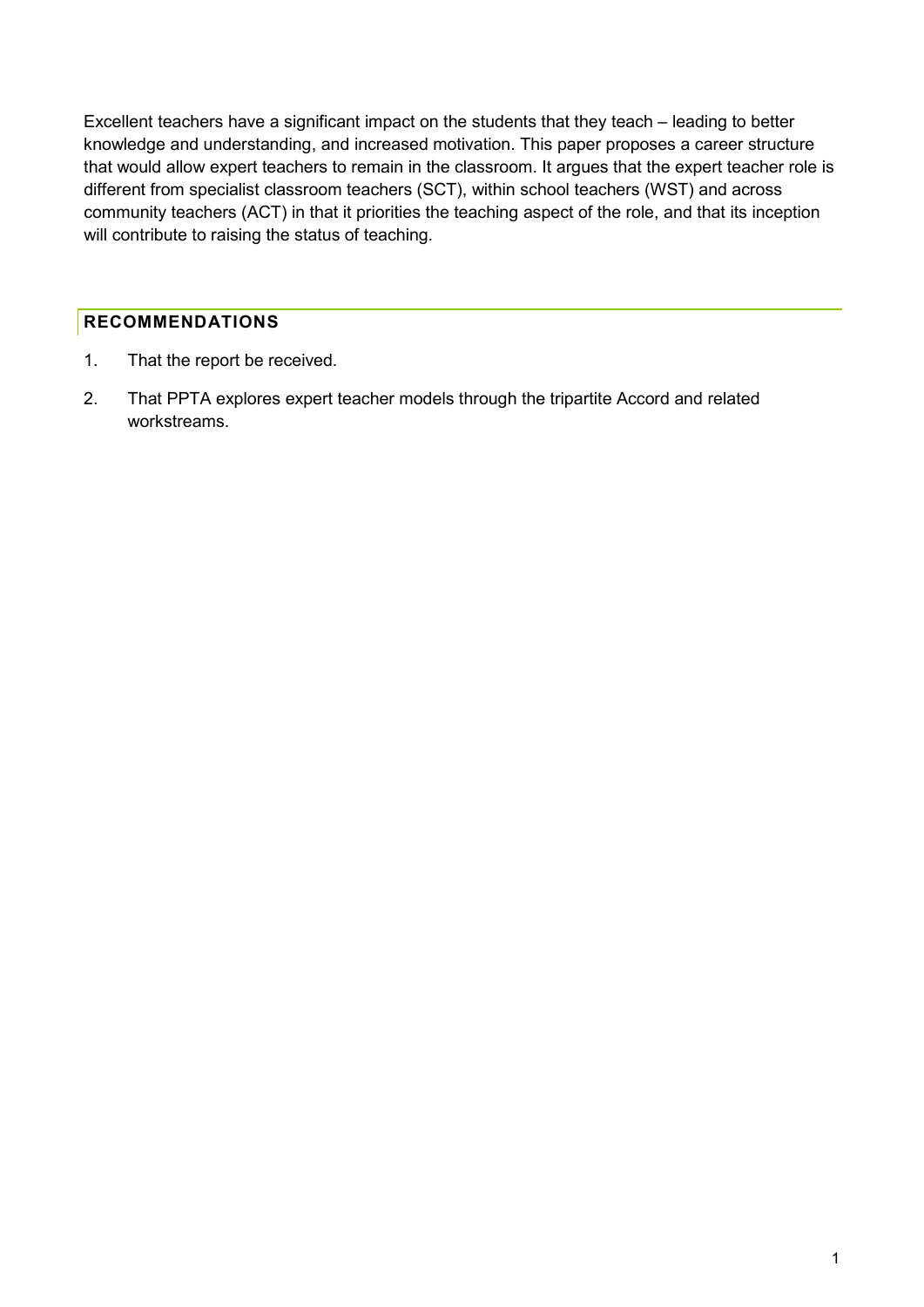Excellent teachers have a significant impact on the students that they teach – leading to better knowledge and understanding, and increased motivation. This paper proposes a career structure that would allow expert teachers to remain in the classroom. It argues that the expert teacher role is different from specialist classroom teachers (SCT), within school teachers (WST) and across community teachers (ACT) in that it priorities the teaching aspect of the role, and that its inception will contribute to raising the status of teaching.

## RECOMMENDATIONS

1. That the report be received.
2. That PPTA explores expert teacher models through the tripartite Accord and related workstreams.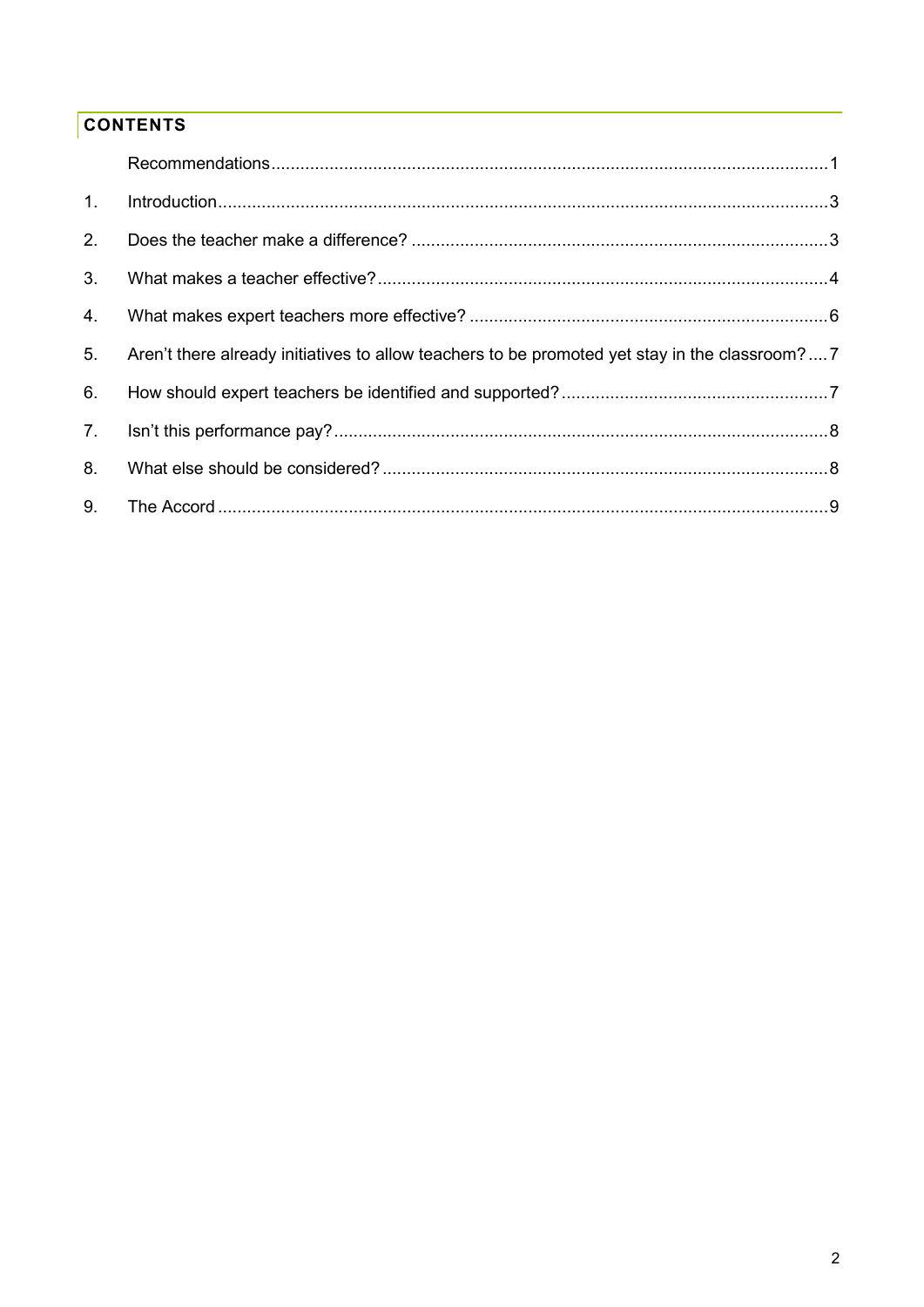## CONTENTS

| | | |
|---|---|---|
| | Recommendations | 1 |
| 1. | Introduction | 3 |
| 2. | Does the teacher make a difference? | 3 |
| 3. | What makes a teacher effective? | 4 |
| 4. | What makes expert teachers more effective? | 6 |
| 5. | Aren't there already initiatives to allow teachers to be promoted yet stay in the classroom? | 7 |
| 6. | How should expert teachers be identified and supported? | 7 |
| 7. | Isn't this performance pay? | 8 |
| 8. | What else should be considered? | 8 |
| 9. | The Accord | 9 |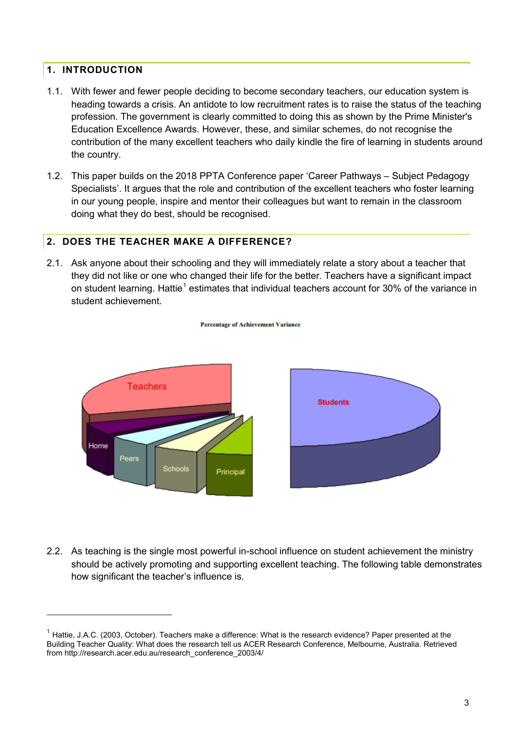## 1. INTRODUCTION

1.1. With fewer and fewer people deciding to become secondary teachers, our education system is heading towards a crisis. An antidote to low recruitment rates is to raise the status of the teaching profession. The government is clearly committed to doing this as shown by the Prime Minister's Education Excellence Awards. However, these, and similar schemes, do not recognise the contribution of the many excellent teachers who daily kindle the fire of learning in students around the country.

1.2. This paper builds on the 2018 PPTA Conference paper 'Career Pathways – Subject Pedagogy Specialists'. It argues that the role and contribution of the excellent teachers who foster learning in our young people, inspire and mentor their colleagues but want to remain in the classroom doing what they do best, should be recognised.

## 2. DOES THE TEACHER MAKE A DIFFERENCE?

2.1. Ask anyone about their schooling and they will immediately relate a story about a teacher that they did not like or one who changed their life for the better. Teachers have a significant impact on student learning. Hattie[1] estimates that individual teachers account for 30% of the variance in student achievement.

**Percentage of Achievement Variance**

2.2. As teaching is the single most powerful in-school influence on student achievement the ministry should be actively promoting and supporting excellent teaching. The following table demonstrates how significant the teacher's influence is.

---

[1] Hattie, J.A.C. (2003, October). Teachers make a difference: What is the research evidence? Paper presented at the Building Teacher Quality: What does the research tell us ACER Research Conference, Melbourne, Australia. Retrieved from http://research.acer.edu.au/research_conference_2003/4/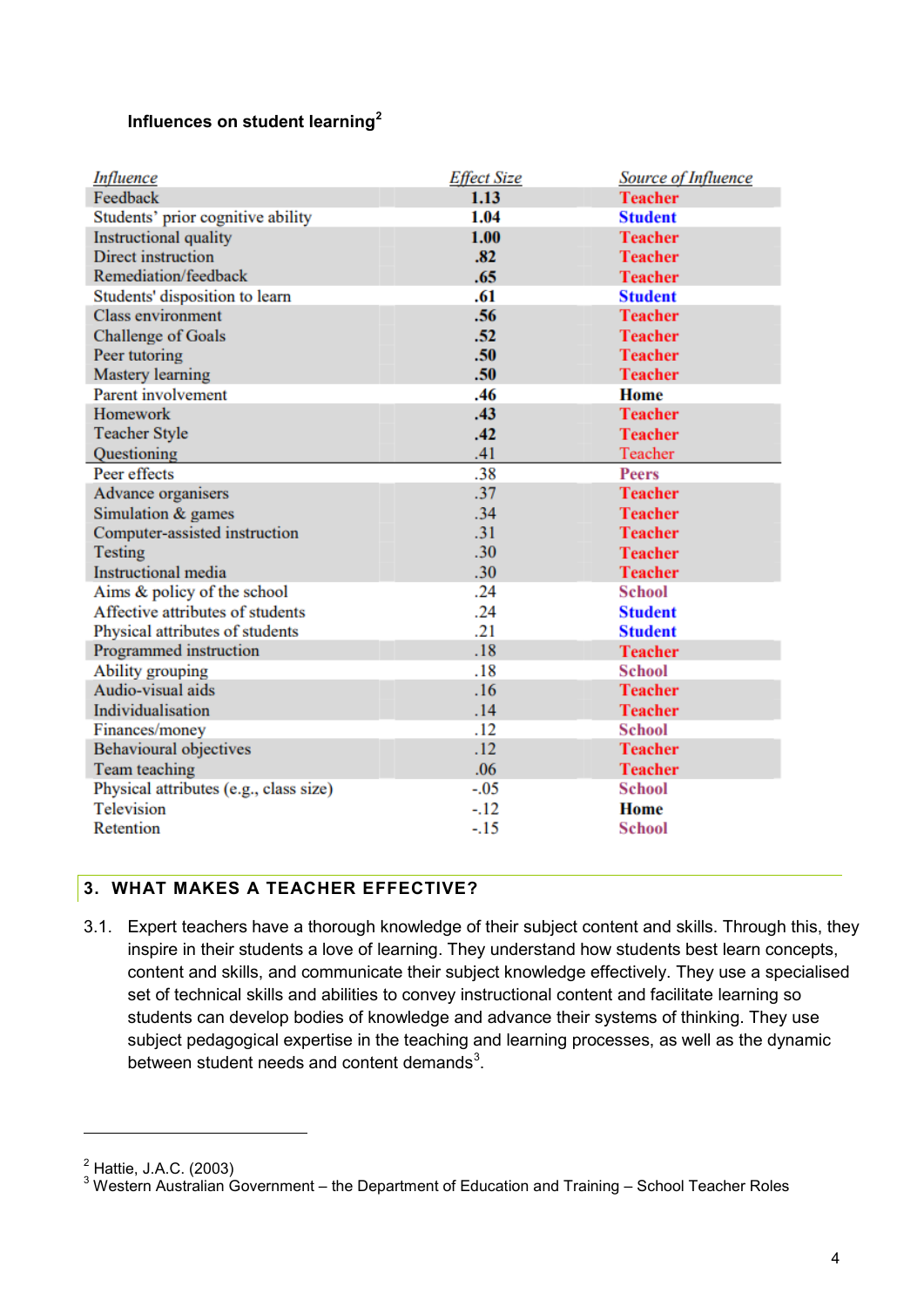**Influences on student learning**[2]

| *Influence* | *Effect Size* | *Source of Influence* |
|---|---|---|
| Feedback | **1.13** | Teacher |
| Students' prior cognitive ability | **1.04** | Student |
| Instructional quality | **1.00** | Teacher |
| Direct instruction | **.82** | Teacher |
| Remediation/feedback | **.65** | Teacher |
| Students' disposition to learn | **.61** | Student |
| Class environment | **.56** | Teacher |
| Challenge of Goals | **.52** | Teacher |
| Peer tutoring | **.50** | Teacher |
| Mastery learning | **.50** | Teacher |
| Parent involvement | **.46** | Home |
| Homework | **.43** | Teacher |
| Teacher Style | **.42** | Teacher |
| Questioning | .41 | Teacher |
| Peer effects | .38 | Peers |
| Advance organisers | .37 | Teacher |
| Simulation & games | .34 | Teacher |
| Computer-assisted instruction | .31 | Teacher |
| Testing | .30 | Teacher |
| Instructional media | .30 | Teacher |
| Aims & policy of the school | .24 | School |
| Affective attributes of students | .24 | Student |
| Physical attributes of students | .21 | Student |
| Programmed instruction | .18 | Teacher |
| Ability grouping | .18 | School |
| Audio-visual aids | .16 | Teacher |
| Individualisation | .14 | Teacher |
| Finances/money | .12 | School |
| Behavioural objectives | .12 | Teacher |
| Team teaching | .06 | Teacher |
| Physical attributes (e.g., class size) | -.05 | School |
| Television | -.12 | Home |
| Retention | -.15 | School |

## 3. WHAT MAKES A TEACHER EFFECTIVE?

3.1. Expert teachers have a thorough knowledge of their subject content and skills. Through this, they inspire in their students a love of learning. They understand how students best learn concepts, content and skills, and communicate their subject knowledge effectively. They use a specialised set of technical skills and abilities to convey instructional content and facilitate learning so students can develop bodies of knowledge and advance their systems of thinking. They use subject pedagogical expertise in the teaching and learning processes, as well as the dynamic between student needs and content demands[3].

---

[2] Hattie, J.A.C. (2003)

[3] Western Australian Government – the Department of Education and Training – School Teacher Roles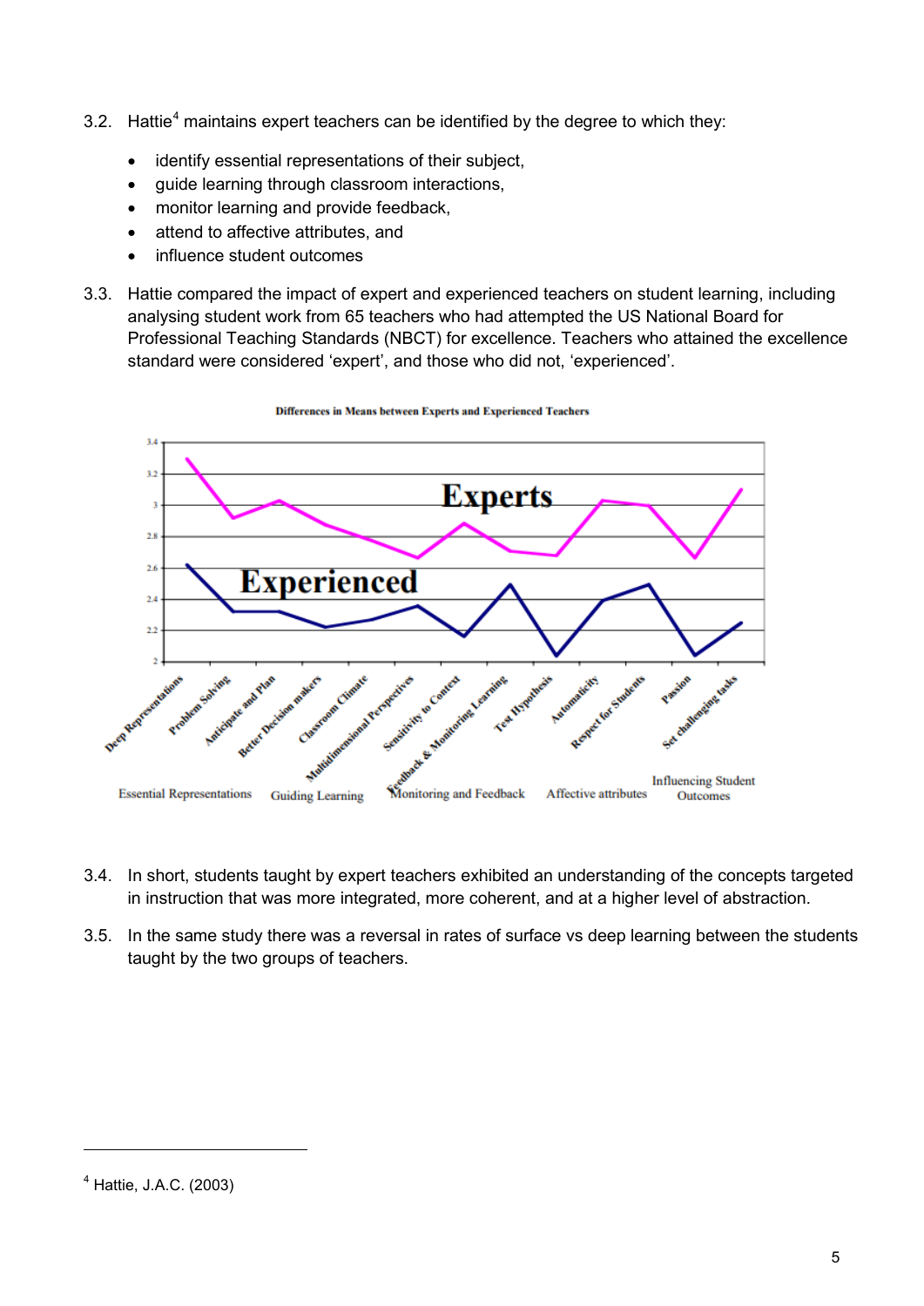3.2. Hattie[4] maintains expert teachers can be identified by the degree to which they:

- identify essential representations of their subject,
- guide learning through classroom interactions,
- monitor learning and provide feedback,
- attend to affective attributes, and
- influence student outcomes

3.3. Hattie compared the impact of expert and experienced teachers on student learning, including analysing student work from 65 teachers who had attempted the US National Board for Professional Teaching Standards (NBCT) for excellence. Teachers who attained the excellence standard were considered 'expert', and those who did not, 'experienced'.

**Differences in Means between Experts and Experienced Teachers**

Experts

Experienced

Deep Representations, Problem Solving, Anticipate and Plan, Better Decision makers, Classroom Climate, Multidimensional Perspectives, Sensitivity to Context, Feedback & Monitoring Learning, Test Hypothesis, Automaticity, Respect for Students, Passion, Set challenging tasks

Essential Representations | Guiding Learning | Monitoring and Feedback | Affective attributes | Influencing Student Outcomes

3.4. In short, students taught by expert teachers exhibited an understanding of the concepts targeted in instruction that was more integrated, more coherent, and at a higher level of abstraction.

3.5. In the same study there was a reversal in rates of surface vs deep learning between the students taught by the two groups of teachers.

---

[4] Hattie, J.A.C. (2003)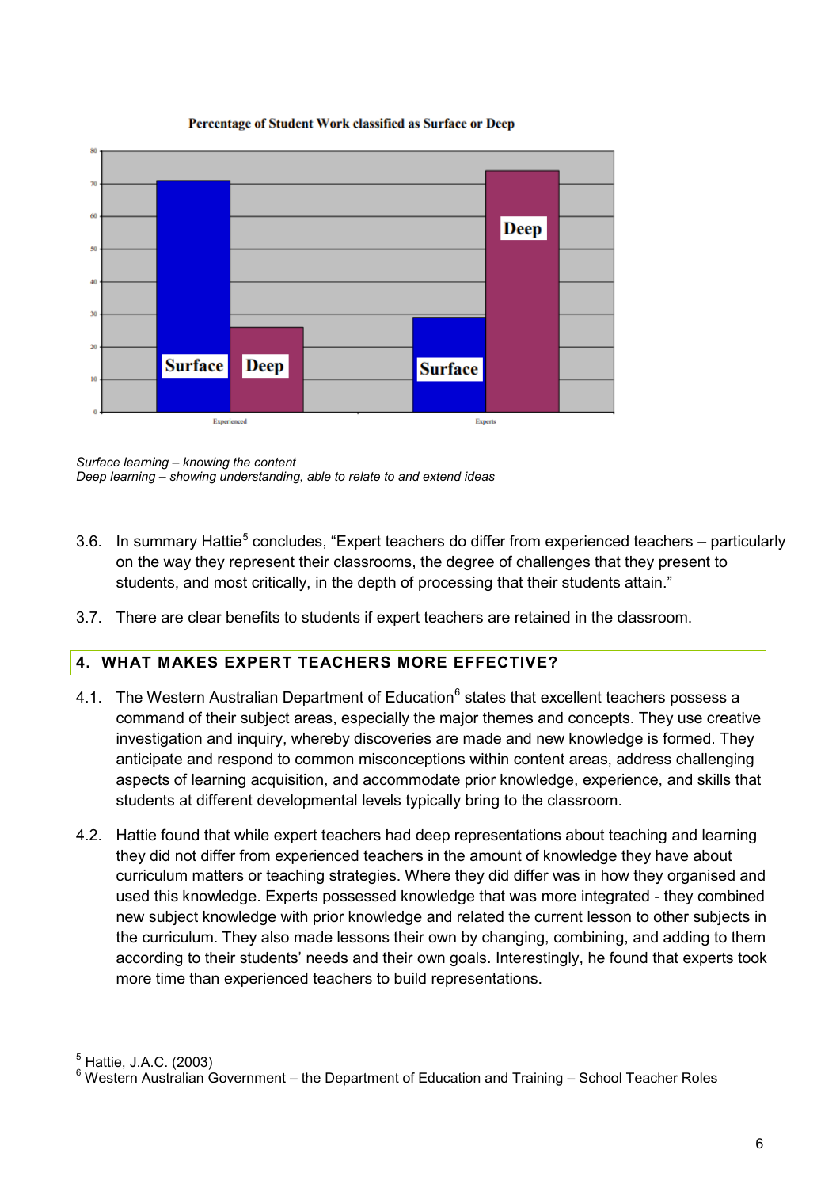**Percentage of Student Work classified as Surface or Deep**

*Surface learning – knowing the content*
*Deep learning – showing understanding, able to relate to and extend ideas*

3.6. In summary Hattie[5] concludes, "Expert teachers do differ from experienced teachers – particularly on the way they represent their classrooms, the degree of challenges that they present to students, and most critically, in the depth of processing that their students attain."

3.7. There are clear benefits to students if expert teachers are retained in the classroom.

## 4. WHAT MAKES EXPERT TEACHERS MORE EFFECTIVE?

4.1. The Western Australian Department of Education[6] states that excellent teachers possess a command of their subject areas, especially the major themes and concepts. They use creative investigation and inquiry, whereby discoveries are made and new knowledge is formed. They anticipate and respond to common misconceptions within content areas, address challenging aspects of learning acquisition, and accommodate prior knowledge, experience, and skills that students at different developmental levels typically bring to the classroom.

4.2. Hattie found that while expert teachers had deep representations about teaching and learning they did not differ from experienced teachers in the amount of knowledge they have about curriculum matters or teaching strategies. Where they did differ was in how they organised and used this knowledge. Experts possessed knowledge that was more integrated - they combined new subject knowledge with prior knowledge and related the current lesson to other subjects in the curriculum. They also made lessons their own by changing, combining, and adding to them according to their students' needs and their own goals. Interestingly, he found that experts took more time than experienced teachers to build representations.

---

[5] Hattie, J.A.C. (2003)
[6] Western Australian Government – the Department of Education and Training – School Teacher Roles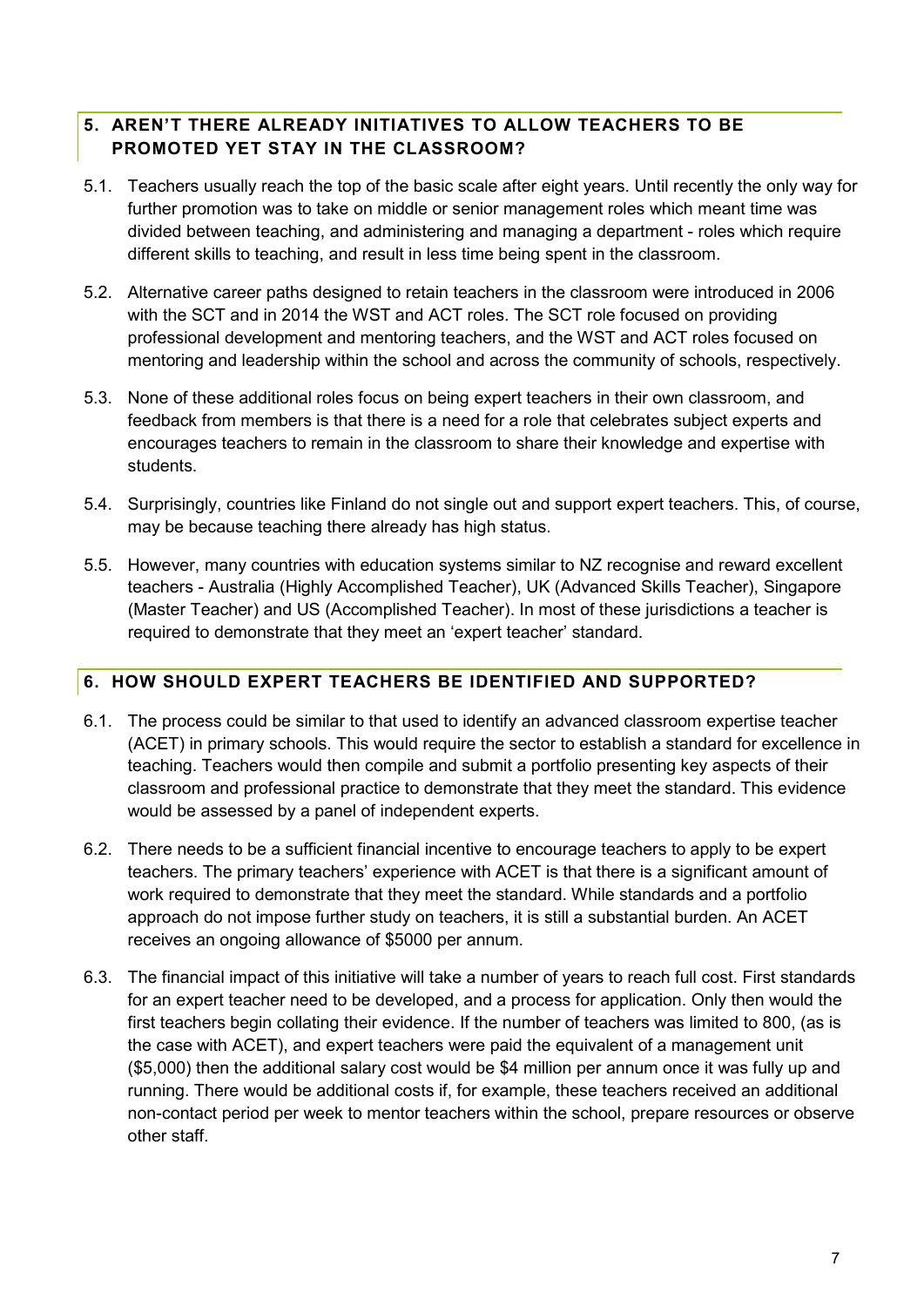## 5. AREN'T THERE ALREADY INITIATIVES TO ALLOW TEACHERS TO BE PROMOTED YET STAY IN THE CLASSROOM?

5.1. Teachers usually reach the top of the basic scale after eight years. Until recently the only way for further promotion was to take on middle or senior management roles which meant time was divided between teaching, and administering and managing a department - roles which require different skills to teaching, and result in less time being spent in the classroom.

5.2. Alternative career paths designed to retain teachers in the classroom were introduced in 2006 with the SCT and in 2014 the WST and ACT roles. The SCT role focused on providing professional development and mentoring teachers, and the WST and ACT roles focused on mentoring and leadership within the school and across the community of schools, respectively.

5.3. None of these additional roles focus on being expert teachers in their own classroom, and feedback from members is that there is a need for a role that celebrates subject experts and encourages teachers to remain in the classroom to share their knowledge and expertise with students.

5.4. Surprisingly, countries like Finland do not single out and support expert teachers. This, of course, may be because teaching there already has high status.

5.5. However, many countries with education systems similar to NZ recognise and reward excellent teachers - Australia (Highly Accomplished Teacher), UK (Advanced Skills Teacher), Singapore (Master Teacher) and US (Accomplished Teacher). In most of these jurisdictions a teacher is required to demonstrate that they meet an 'expert teacher' standard.

## 6. HOW SHOULD EXPERT TEACHERS BE IDENTIFIED AND SUPPORTED?

6.1. The process could be similar to that used to identify an advanced classroom expertise teacher (ACET) in primary schools. This would require the sector to establish a standard for excellence in teaching. Teachers would then compile and submit a portfolio presenting key aspects of their classroom and professional practice to demonstrate that they meet the standard. This evidence would be assessed by a panel of independent experts.

6.2. There needs to be a sufficient financial incentive to encourage teachers to apply to be expert teachers. The primary teachers' experience with ACET is that there is a significant amount of work required to demonstrate that they meet the standard. While standards and a portfolio approach do not impose further study on teachers, it is still a substantial burden. An ACET receives an ongoing allowance of $5000 per annum.

6.3. The financial impact of this initiative will take a number of years to reach full cost. First standards for an expert teacher need to be developed, and a process for application. Only then would the first teachers begin collating their evidence. If the number of teachers was limited to 800, (as is the case with ACET), and expert teachers were paid the equivalent of a management unit ($5,000) then the additional salary cost would be $4 million per annum once it was fully up and running. There would be additional costs if, for example, these teachers received an additional non-contact period per week to mentor teachers within the school, prepare resources or observe other staff.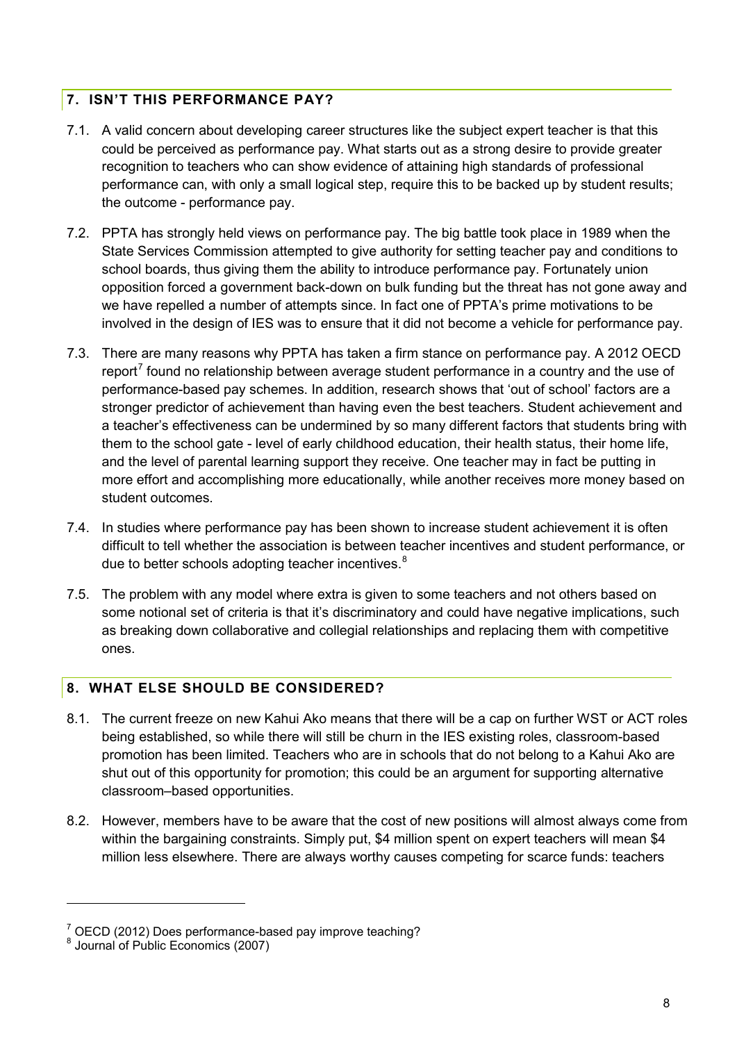## 7. ISN'T THIS PERFORMANCE PAY?

7.1. A valid concern about developing career structures like the subject expert teacher is that this could be perceived as performance pay. What starts out as a strong desire to provide greater recognition to teachers who can show evidence of attaining high standards of professional performance can, with only a small logical step, require this to be backed up by student results; the outcome - performance pay.

7.2. PPTA has strongly held views on performance pay. The big battle took place in 1989 when the State Services Commission attempted to give authority for setting teacher pay and conditions to school boards, thus giving them the ability to introduce performance pay. Fortunately union opposition forced a government back-down on bulk funding but the threat has not gone away and we have repelled a number of attempts since. In fact one of PPTA's prime motivations to be involved in the design of IES was to ensure that it did not become a vehicle for performance pay.

7.3. There are many reasons why PPTA has taken a firm stance on performance pay. A 2012 OECD report[7] found no relationship between average student performance in a country and the use of performance-based pay schemes. In addition, research shows that 'out of school' factors are a stronger predictor of achievement than having even the best teachers. Student achievement and a teacher's effectiveness can be undermined by so many different factors that students bring with them to the school gate - level of early childhood education, their health status, their home life, and the level of parental learning support they receive. One teacher may in fact be putting in more effort and accomplishing more educationally, while another receives more money based on student outcomes.

7.4. In studies where performance pay has been shown to increase student achievement it is often difficult to tell whether the association is between teacher incentives and student performance, or due to better schools adopting teacher incentives.[8]

7.5. The problem with any model where extra is given to some teachers and not others based on some notional set of criteria is that it's discriminatory and could have negative implications, such as breaking down collaborative and collegial relationships and replacing them with competitive ones.

## 8. WHAT ELSE SHOULD BE CONSIDERED?

8.1. The current freeze on new Kahui Ako means that there will be a cap on further WST or ACT roles being established, so while there will still be churn in the IES existing roles, classroom-based promotion has been limited. Teachers who are in schools that do not belong to a Kahui Ako are shut out of this opportunity for promotion; this could be an argument for supporting alternative classroom–based opportunities.

8.2. However, members have to be aware that the cost of new positions will almost always come from within the bargaining constraints. Simply put, $4 million spent on expert teachers will mean $4 million less elsewhere. There are always worthy causes competing for scarce funds: teachers

---

[7] OECD (2012) Does performance-based pay improve teaching?

[8] Journal of Public Economics (2007)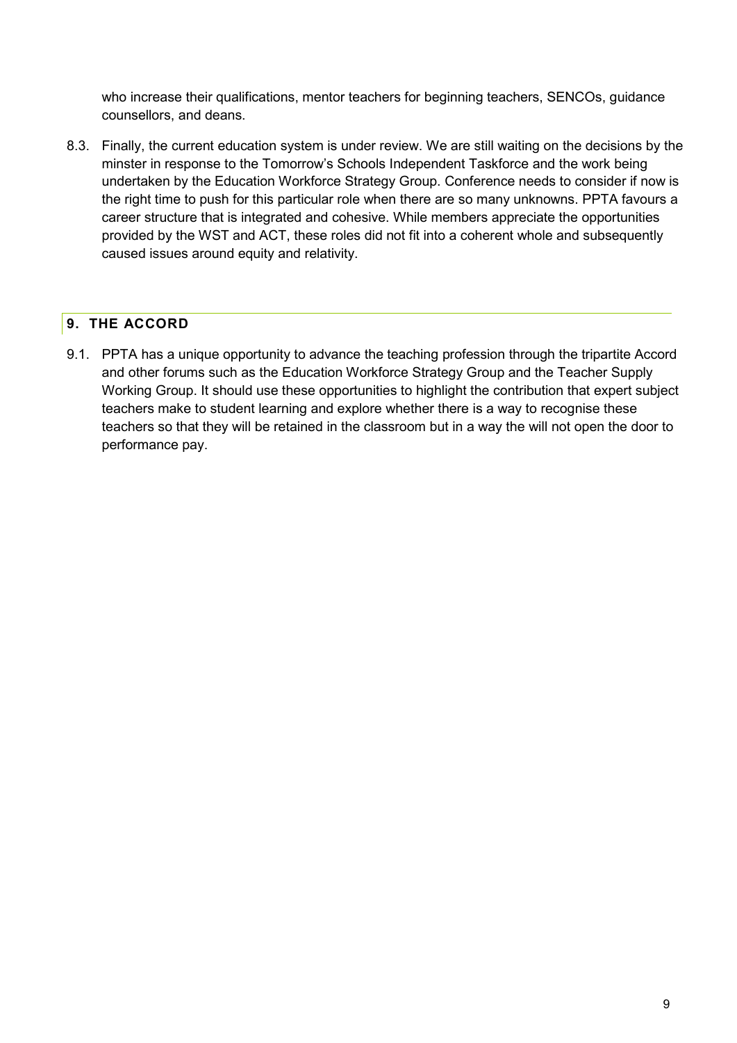who increase their qualifications, mentor teachers for beginning teachers, SENCOs, guidance counsellors, and deans.

8.3. Finally, the current education system is under review. We are still waiting on the decisions by the minster in response to the Tomorrow's Schools Independent Taskforce and the work being undertaken by the Education Workforce Strategy Group. Conference needs to consider if now is the right time to push for this particular role when there are so many unknowns. PPTA favours a career structure that is integrated and cohesive. While members appreciate the opportunities provided by the WST and ACT, these roles did not fit into a coherent whole and subsequently caused issues around equity and relativity.

## 9. THE ACCORD

9.1. PPTA has a unique opportunity to advance the teaching profession through the tripartite Accord and other forums such as the Education Workforce Strategy Group and the Teacher Supply Working Group. It should use these opportunities to highlight the contribution that expert subject teachers make to student learning and explore whether there is a way to recognise these teachers so that they will be retained in the classroom but in a way the will not open the door to performance pay.